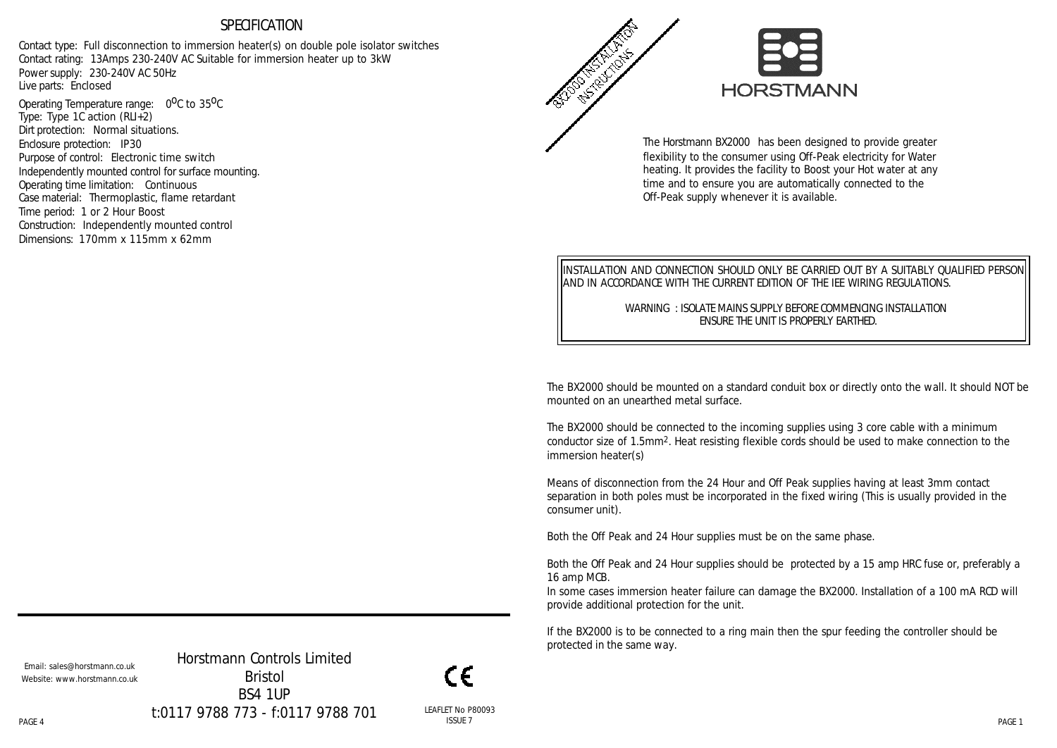# SPECIFICATION

Contact type: Full disconnection to immersion heater(s) on double pole isolator switches
Contact rating: 13Amps 230-240V AC Suitable for immersion heater up to 3kW
Power supply: 230-240V AC 50Hz
Live parts: Enclosed
Operating Temperature range: 0$^{o}$C to 35$^{o}$C
Type: Type 1C action (RLI+2)
Dirt protection: Normal situations.
Enclosure protection: IP30
Purpose of control: Electronic time switch
Independently mounted control for surface mounting.
Operating time limitation: Continuous
Case material: Thermoplastic, flame retardant
Time period: 1 or 2 Hour Boost
Construction: Independently mounted control
Dimensions: 170mm x 115mm x 62mm

Email: sales@horstmann.co.uk
Website: www.horstmann.co.uk

Horstmann Controls Limited
Bristol
BS4 1UP
t:0117 9788 773 - f:0117 9788 701

CE

LEAFLET No P80093
ISSUE 7

BX2000 INSTALLATION INSTRUCTIONS

HORSTMANN

The Horstmann BX2000 has been designed to provide greater flexibility to the consumer using Off-Peak electricity for Water heating. It provides the facility to Boost your Hot water at any time and to ensure you are automatically connected to the Off-Peak supply whenever it is available.

INSTALLATION AND CONNECTION SHOULD ONLY BE CARRIED OUT BY A SUITABLY QUALIFIED PERSON AND IN ACCORDANCE WITH THE CURRENT EDITION OF THE IEE WIRING REGULATIONS.

WARNING : ISOLATE MAINS SUPPLY BEFORE COMMENCING INSTALLATION
ENSURE THE UNIT IS PROPERLY EARTHED.

The BX2000 should be mounted on a standard conduit box or directly onto the wall. It should NOT be mounted on an unearthed metal surface.

The BX2000 should be connected to the incoming supplies using 3 core cable with a minimum conductor size of 1.5mm$^2$. Heat resisting flexible cords should be used to make connection to the immersion heater(s)

Means of disconnection from the 24 Hour and Off Peak supplies having at least 3mm contact separation in both poles must be incorporated in the fixed wiring (This is usually provided in the consumer unit).

Both the Off Peak and 24 Hour supplies must be on the same phase.

Both the Off Peak and 24 Hour supplies should be protected by a 15 amp HRC fuse or, preferably a 16 amp MCB.
In some cases immersion heater failure can damage the BX2000. Installation of a 100 mA RCD will provide additional protection for the unit.

If the BX2000 is to be connected to a ring main then the spur feeding the controller should be protected in the same way.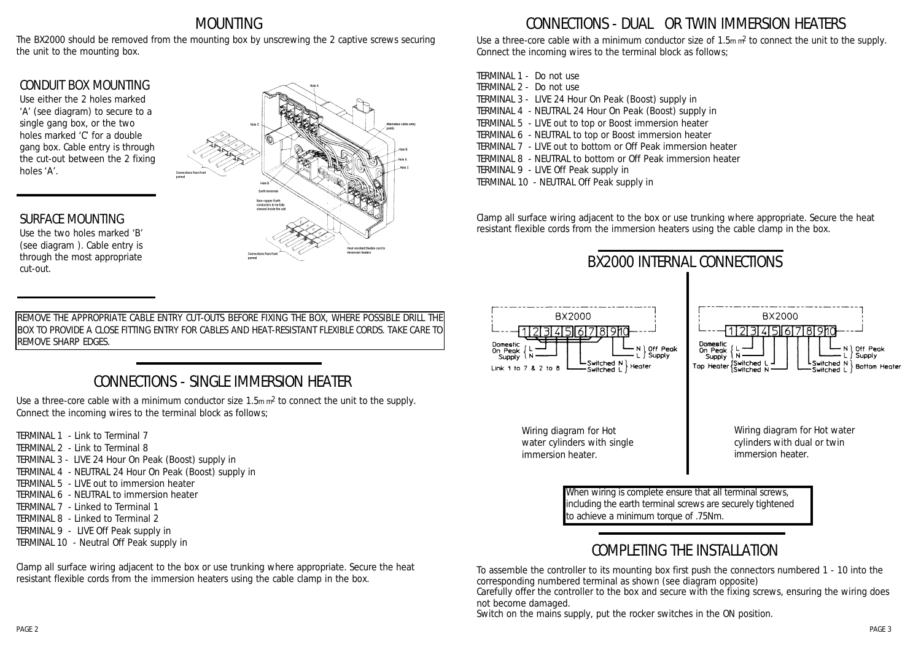# MOUNTING

The BX2000 should be removed from the mounting box by unscrewing the 2 captive screws securing the unit to the mounting box.

## CONDUIT BOX MOUNTING

Use either the 2 holes marked 'A' (see diagram) to secure to a single gang box, or the two holes marked 'C' for a double gang box. Cable entry is through the cut-out between the 2 fixing holes 'A'.

Hole A
Hole C
Alternative cable entry points
Hole B
Hole A
Hole C
Connections from front pannel
Hole B
Earth terminals
Bare copper Earth conductors to be fully sleeved inside the unit
Heat resistant flexible cord to immersion heaters
Connections from front pannel

## SURFACE MOUNTING

Use the two holes marked 'B' (see diagram ). Cable entry is through the most appropriate cut-out.

REMOVE THE APPROPRIATE CABLE ENTRY CUT-OUTS BEFORE FIXING THE BOX, WHERE POSSIBLE DRILL THE BOX TO PROVIDE A CLOSE FITTING ENTRY FOR CABLES AND HEAT-RESISTANT FLEXIBLE CORDS. TAKE CARE TO REMOVE SHARP EDGES.

# CONNECTIONS - SINGLE IMMERSION HEATER

Use a three-core cable with a minimum conductor size 1.5mm$^2$ to connect the unit to the supply. Connect the incoming wires to the terminal block as follows;

TERMINAL 1 - Link to Terminal 7
TERMINAL 2 - Link to Terminal 8
TERMINAL 3 - LIVE 24 Hour On Peak (Boost) supply in
TERMINAL 4 - NEUTRAL 24 Hour On Peak (Boost) supply in
TERMINAL 5 - LIVE out to immersion heater
TERMINAL 6 - NEUTRAL to immersion heater
TERMINAL 7 - Linked to Terminal 1
TERMINAL 8 - Linked to Terminal 2
TERMINAL 9 - LIVE Off Peak supply in
TERMINAL 10 - Neutral Off Peak supply in

Clamp all surface wiring adjacent to the box or use trunking where appropriate. Secure the heat resistant flexible cords from the immersion heaters using the cable clamp in the box.

# CONNECTIONS - DUAL OR TWIN IMMERSION HEATERS

Use a three-core cable with a minimum conductor size of 1.5mm$^2$ to connect the unit to the supply. Connect the incoming wires to the terminal block as follows;

TERMINAL 1 - Do not use
TERMINAL 2 - Do not use
TERMINAL 3 - LIVE 24 Hour On Peak (Boost) supply in
TERMINAL 4 - NEUTRAL 24 Hour On Peak (Boost) supply in
TERMINAL 5 - LIVE out to top or Boost immersion heater
TERMINAL 6 - NEUTRAL to top or Boost immersion heater
TERMINAL 7 - LIVE out to bottom or Off Peak immersion heater
TERMINAL 8 - NEUTRAL to bottom or Off Peak immersion heater
TERMINAL 9 - LIVE Off Peak supply in
TERMINAL 10 - NEUTRAL Off Peak supply in

Clamp all surface wiring adjacent to the box or use trunking where appropriate. Secure the heat resistant flexible cords from the immersion heaters using the cable clamp in the box.

# BX2000 INTERNAL CONNECTIONS

BX2000
1 2 3 4 5 6 7 8 9 10
Domestic On Peak Supply L N
N L Off Peak Supply
Switched N Switched L Heater
Link 1 to 7 & 2 to 8

Wiring diagram for Hot water cylinders with single immersion heater.

BX2000
1 2 3 4 5 6 7 8 9 10
Domestic On Peak Supply L N
N L Off Peak Supply
Top Heater Switched L Switched N
Switched N Switched L Bottom Heater

Wiring diagram for Hot water cylinders with dual or twin immersion heater.

When wiring is complete ensure that all terminal screws, including the earth terminal screws are securely tightened to achieve a minimum torque of .75Nm.

# COMPLETING THE INSTALLATION

To assemble the controller to its mounting box first push the connectors numbered 1 - 10 into the corresponding numbered terminal as shown (see diagram opposite)
Carefully offer the controller to the box and secure with the fixing screws, ensuring the wiring does not become damaged.
Switch on the mains supply, put the rocker switches in the ON position.